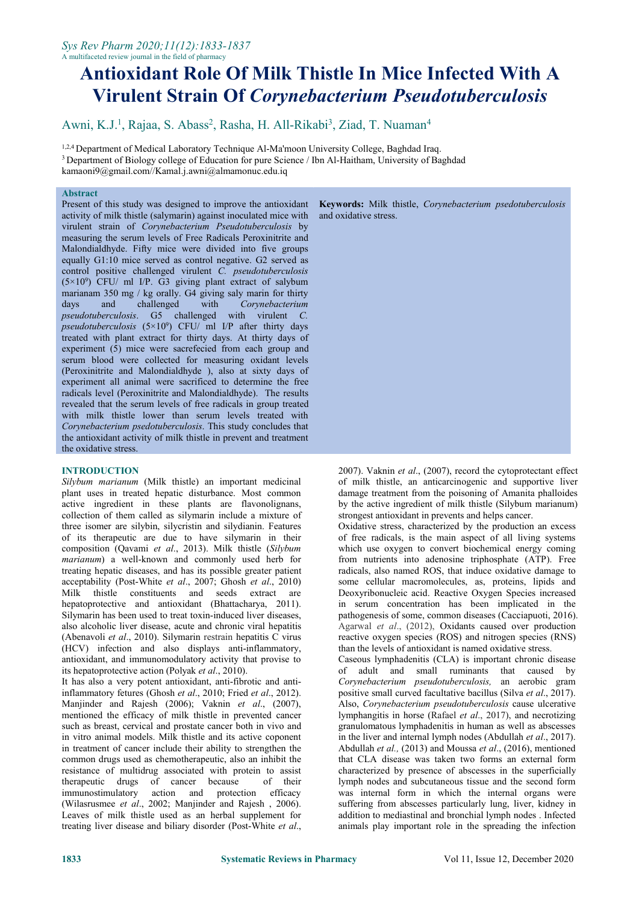# Antioxidant Role Of Milk Thistle In Mice Infected With A Virulent Strain Of *Corynebacterium Pseudotuberculosis*

Awni, K.J.[1], Rajaa, S. Abass[2], Rasha, H. All-Rikabi[3], Ziad, T. Nuaman[4]

[1,2,4] Department of Medical Laboratory Technique Al-Ma'moon University College, Baghdad Iraq.
[3] Department of Biology college of Education for pure Science / Ibn Al-Haitham, University of Baghdad
kamaoni9@gmail.com//Kamal.j.awni@almamonuc.edu.iq

## Abstract

Present of this study was designed to improve the antioxidant activity of milk thistle (salymarin) against inoculated mice with virulent strain of *Corynebacterium Pseudotuberculosis* by measuring the serum levels of Free Radicals Peroxinitrite and Malondialdhyde. Fifty mice were divided into five groups equally G1:10 mice served as control negative. G2 served as control positive challenged virulent *C. pseudotuberculosis* ($5\times10^9$) CFU/ ml I/P. G3 giving plant extract of salybum marianam 350 mg / kg orally. G4 giving saly marin for thirty days and challenged with *Corynebacterium pseudotuberculosis*. G5 challenged with virulent *C. pseudotuberculosis* ($5\times10^9$) CFU/ ml I/P after thirty days treated with plant extract for thirty days. At thirty days of experiment (5) mice were sacrefecied from each group and serum blood were collected for measuring oxidant levels (Peroxinitrite and Malondialdhyde ), also at sixty days of experiment all animal were sacrificed to determine the free radicals level (Peroxinitrite and Malondialdhyde). The results revealed that the serum levels of free radicals in group treated with milk thistle lower than serum levels treated with *Corynebacterium psedotuberculosis*. This study concludes that the antioxidant activity of milk thistle in prevent and treatment the oxidative stress.

**Keywords:** Milk thistle, *Corynebacterium psedotuberculosis* and oxidative stress.

## INTRODUCTION

*Silybum marianum* (Milk thistle) an important medicinal plant uses in treated hepatic disturbance. Most common active ingredient in these plants are flavonolignans, collection of them called as silymarin include a mixture of three isomer are silybin, silycristin and silydianin. Features of its therapeutic are due to have silymarin in their composition (Qavami *et al*., 2013). Milk thistle (*Silybum marianum*) a well-known and commonly used herb for treating hepatic diseases, and has its possible greater patient acceptability (Post-White *et al*., 2007; Ghosh *et al*., 2010) Milk thistle constituents and seeds extract are hepatoprotective and antioxidant (Bhattacharya, 2011). Silymarin has been used to treat toxin-induced liver diseases, also alcoholic liver disease, acute and chronic viral hepatitis (Abenavoli *et al*., 2010). Silymarin restrain hepatitis C virus (HCV) infection and also displays anti-inflammatory, antioxidant, and immunomodulatory activity that provise to its hepatoprotective action (Polyak *et al*., 2010).

It has also a very potent antioxidant, anti-fibrotic and anti-inflammatory fetures (Ghosh *et al*., 2010; Fried *et al*., 2012). Manjinder and Rajesh (2006); Vaknin *et al*., (2007), mentioned the efficacy of milk thistle in prevented cancer such as breast, cervical and prostate cancer both in vivo and in vitro animal models. Milk thistle and its active coponent in treatment of cancer include their ability to strengthen the common drugs used as chemotherapeutic, also an inhibit the resistance of multidrug associated with protein to assist therapeutic drugs of cancer because of their immunostimulatory action and protection efficacy (Wilasrusmee *et al*., 2002; Manjinder and Rajesh , 2006). Leaves of milk thistle used as an herbal supplement for treating liver disease and biliary disorder (Post-White *et al*., 2007). Vaknin *et al*., (2007), record the cytoprotectant effect of milk thistle, an anticarcinogenic and supportive liver damage treatment from the poisoning of Amanita phalloides by the active ingredient of milk thistle (Silybum marianum) strongest antioxidant in prevents and helps cancer.

Oxidative stress, characterized by the production an excess of free radicals, is the main aspect of all living systems which use oxygen to convert biochemical energy coming from nutrients into adenosine triphosphate (ATP). Free radicals, also named ROS, that induce oxidative damage to some cellular macromolecules, as, proteins, lipids and Deoxyribonucleic acid. Reactive Oxygen Species increased in serum concentration has been implicated in the pathogenesis of some, common diseases (Cacciapuoti, 2016). Agarwal *et al*., (2012), Oxidants caused over production reactive oxygen species (ROS) and nitrogen species (RNS) than the levels of antioxidant is named oxidative stress.

Caseous lymphadenitis (CLA) is important chronic disease of adult and small ruminants that caused by *Corynebacterium pseudotuberculosis,* an aerobic gram positive small curved facultative bacillus (Silva *et al*., 2017). Also, *Corynebacterium pseudotuberculosis* cause ulcerative lymphangitis in horse (Rafael *et al*., 2017), and necrotizing granulomatous lymphadenitis in human as well as abscesses in the liver and internal lymph nodes (Abdullah *et al*., 2017). Abdullah *et al.,* (2013) and Moussa *et al*., (2016), mentioned that CLA disease was taken two forms an external form characterized by presence of abscesses in the superficially lymph nodes and subcutaneous tissue and the second form was internal form in which the internal organs were suffering from abscesses particularly lung, liver, kidney in addition to mediastinal and bronchial lymph nodes . Infected animals play important role in the spreading the infection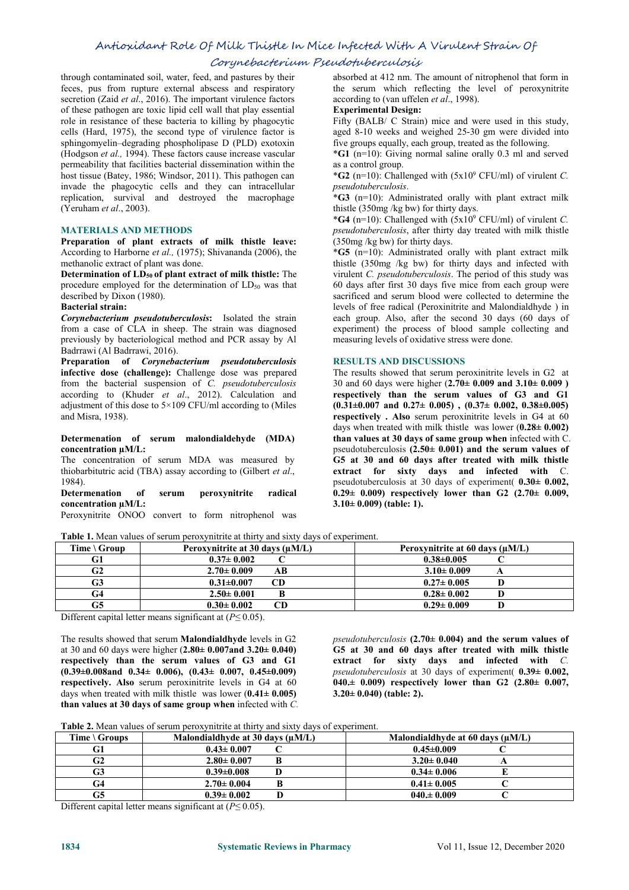through contaminated soil, water, feed, and pastures by their feces, pus from rupture external abscess and respiratory secretion (Zaid *et al*., 2016). The important virulence factors of these pathogen are toxic lipid cell wall that play essential role in resistance of these bacteria to killing by phagocytic cells (Hard, 1975), the second type of virulence factor is sphingomyelin–degrading phospholipase D (PLD) exotoxin (Hodgson *et al.,* 1994). These factors cause increase vascular permeability that facilities bacterial dissemination within the host tissue (Batey, 1986; Windsor, 2011). This pathogen can invade the phagocytic cells and they can intracellular replication, survival and destroyed the macrophage (Yeruham *et al*., 2003).

## MATERIALS AND METHODS

**Preparation of plant extracts of milk thistle leave:** According to Harborne *et al.,* (1975); Shivananda (2006), the methanolic extract of plant was done.

**Determination of $LD_{50}$ of plant extract of milk thistle:** The procedure employed for the determination of $LD_{50}$ was that described by Dixon (1980).

**Bacterial strain:**

***Corynebacterium pseudotuberculosis*:** Isolated the strain from a case of CLA in sheep. The strain was diagnosed previously by bacteriological method and PCR assay by Al Badrrawi (Al Badrrawi, 2016).

**Preparation of *Corynebacterium pseudotuberculosis* infective dose (challenge):** Challenge dose was prepared from the bacterial suspension of *C. pseudotuberculosis* according to (Khuder *et al*., 2012). Calculation and adjustment of this dose to 5×109 CFU/ml according to (Miles and Misra, 1938).

**Determenation of serum malondialdehyde (MDA) concentration µM/L:**

The concentration of serum MDA was measured by thiobarbitutric acid (TBA) assay according to (Gilbert *et al*., 1984).

**Determenation of serum peroxynitrite radical concentration µM/L:**

Peroxynitrite ONOO convert to form nitrophenol was absorbed at 412 nm. The amount of nitrophenol that form in the serum which reflecting the level of peroxynitrite according to (van uffelen *et al*., 1998).

**Experimental Design:**

Fifty (BALB/ C Strain) mice and were used in this study, aged 8-10 weeks and weighed 25-30 gm were divided into five groups equally, each group, treated as the following.

***G1** (n=10): Giving normal saline orally 0.3 ml and served as a control group.

***G2** (n=10): Challenged with ($5x10^9$ CFU/ml) of virulent *C. pseudotuberculosis*.

***G3** (n=10): Administrated orally with plant extract milk thistle (350mg /kg bw) for thirty days.

***G4** (n=10): Challenged with ($5x10^9$ CFU/ml) of virulent *C. pseudotuberculosis*, after thirty day treated with milk thistle (350mg /kg bw) for thirty days.

***G5** (n=10): Administrated orally with plant extract milk thistle (350mg /kg bw) for thirty days and infected with virulent *C. pseudotuberculosis*. The period of this study was 60 days after first 30 days five mice from each group were sacrificed and serum blood were collected to determine the levels of free radical (Peroxinitrite and Malondialdhyde ) in each group. Also, after the second 30 days (60 days of experiment) the process of blood sample collecting and measuring levels of oxidative stress were done.

## RESULTS AND DISCUSSIONS

The results showed that serum peroxinitrite levels in G2 at 30 and 60 days were higher (**2.70± 0.009 and 3.10± 0.009 ) respectively than the serum values of G3 and G1 (0.31±0.007 and 0.27± 0.005) , (0.37± 0.002, 0.38±0.005) respectively . Also** serum peroxinitrite levels in G4 at 60 days when treated with milk thistle was lower (**0.28± 0.002) than values at 30 days of same group when** infected with C. pseudotuberculosis **(2.50± 0.001) and the serum values of G5 at 30 and 60 days after treated with milk thistle extract for sixty days and infected with** C. pseudotuberculosis at 30 days of experiment( **0.30± 0.002, 0.29± 0.009) respectively lower than G2 (2.70± 0.009, 3.10± 0.009) (table: 1).**

**Table 1.** Mean values of serum peroxynitrite at thirty and sixty days of experiment.

| Time \ Group | Peroxynitrite at 30 days (µM/L) | | Peroxynitrite at 60 days (µM/L) | |
|---|---|---|---|---|
| G1 | 0.37± 0.002 | C | 0.38±0.005 | C |
| G2 | 2.70± 0.009 | AB | 3.10± 0.009 | A |
| G3 | 0.31±0.007 | CD | 0.27± 0.005 | D |
| G4 | 2.50± 0.001 | B | 0.28± 0.002 | D |
| G5 | 0.30± 0.002 | CD | 0.29± 0.009 | D |

Different capital letter means significant at ($P \leq 0.05$).

The results showed that serum **Malondialdhyde** levels in G2 at 30 and 60 days were higher (**2.80± 0.007and 3.20± 0.040) respectively than the serum values of G3 and G1 (0.39±0.008and 0.34± 0.006), (0.43± 0.007, 0.45±0.009) respectively. Also** serum peroxinitrite levels in G4 at 60 days when treated with milk thistle was lower (**0.41± 0.005) than values at 30 days of same group when** infected with *C. pseudotuberculosis* **(2.70± 0.004) and the serum values of G5 at 30 and 60 days after treated with milk thistle extract for sixty days and infected with** *C. pseudotuberculosis* at 30 days of experiment( **0.39± 0.002, 040.± 0.009) respectively lower than G2 (2.80± 0.007, 3.20± 0.040) (table: 2).**

**Table 2.** Mean values of serum peroxynitrite at thirty and sixty days of experiment.

| Time \ Groups | Malondialdhyde at 30 days (µM/L) | | Malondialdhyde at 60 days (µM/L) | |
|---|---|---|---|---|
| G1 | 0.43± 0.007 | C | 0.45±0.009 | C |
| G2 | 2.80± 0.007 | B | 3.20± 0.040 | A |
| G3 | 0.39±0.008 | D | 0.34± 0.006 | E |
| G4 | 2.70± 0.004 | B | 0.41± 0.005 | C |
| G5 | 0.39± 0.002 | D | 040.± 0.009 | C |

Different capital letter means significant at ($P \leq 0.05$).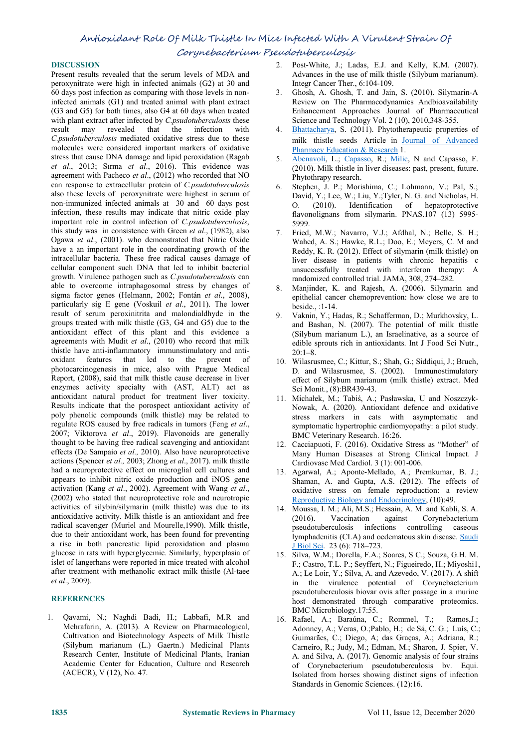## DISCUSSION

Present results revealed that the serum levels of MDA and peroxynitrate were high in infected animals (G2) at 30 and 60 days post infection as comparing with those levels in non-infected animals (G1) and treated animal with plant extract (G3 and G5) for both times, also G4 at 60 days when treated with plant extract after infected by *C.psudotuberculosis* these result may revealed that the infection with *C.psudotuberculosis* mediated oxidative stress due to these molecules were considered important markers of oxidative stress that cause DNA damage and lipid peroxidation (Ragab *et al*., 2013; Sırma *et al*., 2016). This evidence was agreement with Pacheco *et al*., (2012) who recorded that NO can response to extracellular protein of *C.psudotuberculosis* also these levels of peroxynitrate were highest in serum of non-immunized infected animals at 30 and 60 days post infection, these results may indicate that nitric oxide play important role in control infection of *C.psudotuberculosis*, this study was in consistence with Green *et al*., (1982), also Ogawa *et al*., (2001). who demonstrated that Nitric Oxide have an important role in the coordinating growth of the intracellular bacteria. These free radical causes damage of cellular component such DNA that led to inhibit bacterial growth. Virulence pathogen such as *C.psudotuberculosis* can able to overcome intraphagosomal stress by changes of sigma factor genes (Helmann, 2002; Fontán *et al*., 2008), particularly sig E gene (Voskuil *et al*., 2011). The lower result of serum peroxinitrita and malondialdhyde in the groups treated with milk thistle (G3, G4 and G5) due to the antioxidant effect of this plant and this evidence a agreements with Mudit *et al*., (2010) who record that milk thistle have anti-inflammatory immunstimulatory and anti-oxidant features that led to the prevent of photocarcinogenesis in mice, also with Prague Medical Report, (2008), said that milk thistle cause decrease in liver enzymes activity specialty with (AST, ALT) act as antioxidant natural product for treatment liver toxicity. Results indicate that the porospect antioxidant activity of poly phenolic compounds (milk thistle) may be related to regulate ROS caused by free radicals in tumors (Feng *et al*., 2007; Viktorova *et al*., 2019). Flavonoids are generally thought to be having free radical scavenging and antioxidant effects (De Sampaio *et al.,* 2010). Also have neuroprotective actions (Spencer *et al.,* 2003; Zhong *et al*., 2017). milk thistle had a neuroprotective effect on microglial cell cultures and appears to inhibit nitric oxide production and iNOS gene activation (Kang *et al*., 2002). Agreement with Wang *et al*., (2002) who stated that neuroprotective role and neurotropic activities of silybin/silymarin (milk thistle) was due to its antioxidative activity. Milk thistle is an antioxidant and free radical scavenger (Muriel and Mourelle,1990). Milk thistle, due to their antioxidant work, has been found for preventing a rise in both pancreatic lipid peroxidation and plasma glucose in rats with hyperglycemic. Similarly, hyperplasia of islet of langerhans were reported in mice treated with alcohol after treatment with methanolic extract milk thistle (Al-taee *et al*., 2009).

## REFERENCES

1. Qavami, N.; Naghdi Badi, H.; Labbafi, M.R and Mehrafarin, A. (2013). A Review on Pharmacological, Cultivation and Biotechnology Aspects of Milk Thistle (Silybum marianum (L.) Gaertn.) Medicinal Plants Research Center, Institute of Medicinal Plants, Iranian Academic Center for Education, Culture and Research (ACECR), V (12), No. 47.
2. Post-White, J.; Ladas, E.J. and Kelly, K.M. (2007). Advances in the use of milk thistle (Silybum marianum). Integr Cancer Ther., 6:104-109.
3. Ghosh, A. Ghosh, T. and Jain, S. (2010). Silymarin-A Review on The Pharmacodynamics Andbioavailability Enhancement Approaches Journal of Pharmaceutical Science and Technology Vol. 2 (10), 2010,348-355.
4. Bhattacharya, S. (2011). Phytotherapeutic properties of milk thistle seeds Article in Journal of Advanced Pharmacy Education & Research 1.
5. Abenavoli, L.; Capasso, R.; Milic, N and Capasso, F. (2010). Milk thistle in liver diseases: past, present, future. Phytothrapy research.
6. Stephen, J. P.; Morishima, C.; Lohmann, V.; Pal, S.; David, Y.; Lee, W.; Liu, Y.;Tyler, N. G. and Nicholas, H. O. (2010). Identification of hepatoprotective flavonolignans from silymarin. PNAS.107 (13) 5995-5999.
7. Fried, M.W.; Navarro, V.J.; Afdhal, N.; Belle, S. H.; Wahed, A. S.; Hawke, R.L.; Doo, E.; Meyers, C. M and Reddy, K. R. (2012). Effect of silymarin (milk thistle) on liver disease in patients with chronic hepatitis c unsuccessfully treated with interferon therapy: A randomized controlled trial. JAMA, 308, 274–282.
8. Manjinder, K. and Rajesh, A. (2006). Silymarin and epithelial cancer chemoprevention: how close we are to beside., :1-14.
9. Vaknin, Y.; Hadas, R.; Schafferman, D.; Murkhovsky, L. and Bashan, N. (2007). The potential of milk thistle (Silybum marianum L.), an Israelinative, as a source of edible sprouts rich in antioxidants. Int J Food Sci Nutr., 20:1–8.
10. Wilasrusmee, C.; Kittur, S.; Shah, G.; Siddiqui, J.; Bruch, D. and Wilasrusmee, S. (2002). Immunostimulatory effect of Silybum marianum (milk thistle) extract. Med Sci Monit., (8):BR439-43.
11. Michałek, M.; Tabiś, A.; Pasławska, U and Noszczyk-Nowak, A. (2020). Antioxidant defence and oxidative stress markers in cats with asymptomatic and symptomatic hypertrophic cardiomyopathy: a pilot study. BMC Veterinary Research. 16:26.
12. Cacciapuoti, F. (2016). Oxidative Stress as "Mother" of Many Human Diseases at Strong Clinical Impact. J Cardiovasc Med Cardiol. 3 (1): 001-006.
13. Agarwal, A.; Aponte-Mellado, A.; Premkumar, B. J.; Shaman, A. and Gupta, A.S. (2012). The effects of oxidative stress on female reproduction: a review Reproductive Biology and Endocrinology, (10):49.
14. Moussa, I. M.; Ali, M.S.; Hessain, A. M. and Kabli, S. A. (2016). Vaccination against Corynebacterium pseudotuberculosis infections controlling caseous lymphadenitis (CLA) and oedematous skin disease. Saudi J Biol Sci. 23 (6): 718–723.
15. Silva, W.M.; Dorella, F.A.; Soares, S C.; Souza, G.H. M. F.; Castro, T.L. P.; Seyffert, N.; Figueiredo, H.; Miyoshi1, A.; Le Loir, Y.; Silva, A. and Azevedo, V. (2017). A shift in the virulence potential of Corynebacterium pseudotuberculosis biovar ovis after passage in a murine host demonstrated through comparative proteomics. BMC Microbiology.17:55.
16. Rafael, A.; Baraúna, C.; Rommel, T.; Ramos,J.; Adonney, A.; Veras, O.;Pablo, H.; de Sá, C. G.; Luís, C.; Guimarães, C.; Diego, A; das Graças, A.; Adriana, R.; Carneiro, R.; Judy, M.; Edman, M.; Sharon, J. Spier, V. A. and Silva, A. (2017). Genomic analysis of four strains of Corynebacterium pseudotuberculosis bv. Equi. Isolated from horses showing distinct signs of infection Standards in Genomic Sciences. (12):16.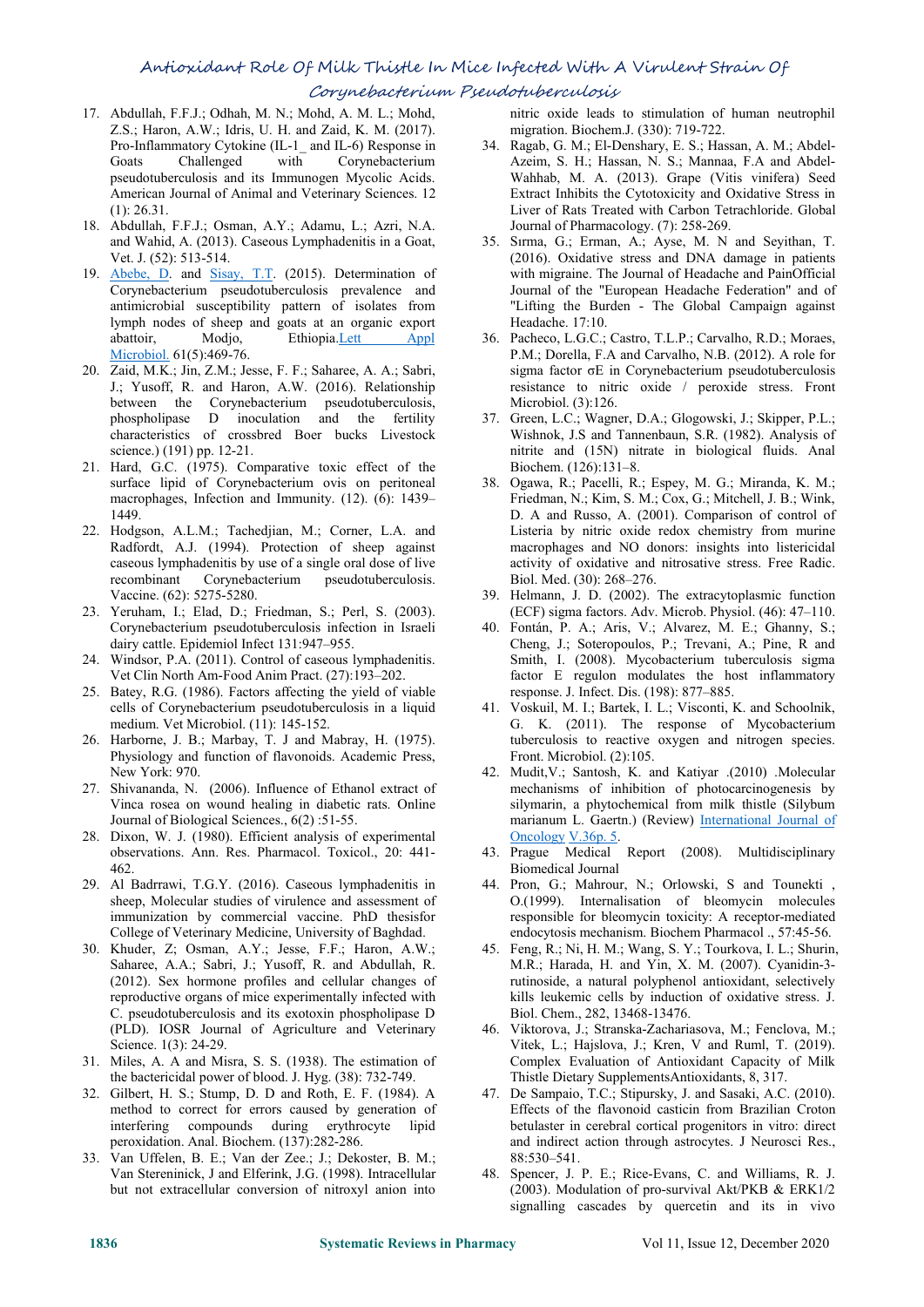17. Abdullah, F.F.J.; Odhah, M. N.; Mohd, A. M. L.; Mohd, Z.S.; Haron, A.W.; Idris, U. H. and Zaid, K. M. (2017). Pro-Inflammatory Cytokine (IL-1_ and IL-6) Response in Goats Challenged with Corynebacterium pseudotuberculosis and its Immunogen Mycolic Acids. American Journal of Animal and Veterinary Sciences. 12 (1): 26.31.
18. Abdullah, F.F.J.; Osman, A.Y.; Adamu, L.; Azri, N.A. and Wahid, A. (2013). Caseous Lymphadenitis in a Goat, Vet. J. (52): 513-514.
19. Abebe, D. and Sisay, T.T. (2015). Determination of Corynebacterium pseudotuberculosis prevalence and antimicrobial susceptibility pattern of isolates from lymph nodes of sheep and goats at an organic export abattoir, Modjo, Ethiopia.Lett Appl Microbiol. 61(5):469-76.
20. Zaid, M.K.; Jin, Z.M.; Jesse, F. F.; Saharee, A. A.; Sabri, J.; Yusoff, R. and Haron, A.W. (2016). Relationship between the Corynebacterium pseudotuberculosis, phospholipase D inoculation and the fertility characteristics of crossbred Boer bucks Livestock science.) (191) pp. 12-21.
21. Hard, G.C. (1975). Comparative toxic effect of the surface lipid of Corynebacterium ovis on peritoneal macrophages, Infection and Immunity. (12). (6): 1439–1449.
22. Hodgson, A.L.M.; Tachedjian, M.; Corner, L.A. and Radfordt, A.J. (1994). Protection of sheep against caseous lymphadenitis by use of a single oral dose of live recombinant Corynebacterium pseudotuberculosis. Vaccine. (62): 5275-5280.
23. Yeruham, I.; Elad, D.; Friedman, S.; Perl, S. (2003). Corynebacterium pseudotuberculosis infection in Israeli dairy cattle. Epidemiol Infect 131:947–955.
24. Windsor, P.A. (2011). Control of caseous lymphadenitis. Vet Clin North Am-Food Anim Pract. (27):193–202.
25. Batey, R.G. (1986). Factors affecting the yield of viable cells of Corynebacterium pseudotuberculosis in a liquid medium. Vet Microbiol. (11): 145-152.
26. Harborne, J. B.; Marbay, T. J and Mabray, H. (1975). Physiology and function of flavonoids. Academic Press, New York: 970.
27. Shivananda, N. (2006). Influence of Ethanol extract of Vinca rosea on wound healing in diabetic rats. Online Journal of Biological Sciences., 6(2) :51-55.
28. Dixon, W. J. (1980). Efficient analysis of experimental observations. Ann. Res. Pharmacol. Toxicol., 20: 441-462.
29. Al Badrrawi, T.G.Y. (2016). Caseous lymphadenitis in sheep, Molecular studies of virulence and assessment of immunization by commercial vaccine. PhD thesisfor College of Veterinary Medicine, University of Baghdad.
30. Khuder, Z; Osman, A.Y.; Jesse, F.F.; Haron, A.W.; Saharee, A.A.; Sabri, J.; Yusoff, R. and Abdullah, R. (2012). Sex hormone profiles and cellular changes of reproductive organs of mice experimentally infected with C. pseudotuberculosis and its exotoxin phospholipase D (PLD). IOSR Journal of Agriculture and Veterinary Science. 1(3): 24-29.
31. Miles, A. A and Misra, S. S. (1938). The estimation of the bactericidal power of blood. J. Hyg. (38): 732-749.
32. Gilbert, H. S.; Stump, D. D and Roth, E. F. (1984). A method to correct for errors caused by generation of interfering compounds during erythrocyte lipid peroxidation. Anal. Biochem. (137):282-286.
33. Van Uffelen, B. E.; Van der Zee.; J.; Dekoster, B. M.; Van Stereninick, J and Elferink, J.G. (1998). Intracellular but not extracellular conversion of nitroxyl anion into nitric oxide leads to stimulation of human neutrophil migration. Biochem.J. (330): 719-722.
34. Ragab, G. M.; El-Denshary, E. S.; Hassan, A. M.; Abdel-Azeim, S. H.; Hassan, N. S.; Mannaa, F.A and Abdel-Wahhab, M. A. (2013). Grape (Vitis vinifera) Seed Extract Inhibits the Cytotoxicity and Oxidative Stress in Liver of Rats Treated with Carbon Tetrachloride. Global Journal of Pharmacology. (7): 258-269.
35. Sırma, G.; Erman, A.; Ayse, M. N and Seyithan, T. (2016). Oxidative stress and DNA damage in patients with migraine. The Journal of Headache and PainOfficial Journal of the "European Headache Federation" and of "Lifting the Burden - The Global Campaign against Headache. 17:10.
36. Pacheco, L.G.C.; Castro, T.L.P.; Carvalho, R.D.; Moraes, P.M.; Dorella, F.A and Carvalho, N.B. (2012). A role for sigma factor σE in Corynebacterium pseudotuberculosis resistance to nitric oxide / peroxide stress. Front Microbiol. (3):126.
37. Green, L.C.; Wagner, D.A.; Glogowski, J.; Skipper, P.L.; Wishnok, J.S and Tannenbaun, S.R. (1982). Analysis of nitrite and (15N) nitrate in biological fluids. Anal Biochem. (126):131–8.
38. Ogawa, R.; Pacelli, R.; Espey, M. G.; Miranda, K. M.; Friedman, N.; Kim, S. M.; Cox, G.; Mitchell, J. B.; Wink, D. A and Russo, A. (2001). Comparison of control of Listeria by nitric oxide redox chemistry from murine macrophages and NO donors: insights into listericidal activity of oxidative and nitrosative stress. Free Radic. Biol. Med. (30): 268–276.
39. Helmann, J. D. (2002). The extracytoplasmic function (ECF) sigma factors. Adv. Microb. Physiol. (46): 47–110.
40. Fontán, P. A.; Aris, V.; Alvarez, M. E.; Ghanny, S.; Cheng, J.; Soteropoulos, P.; Trevani, A.; Pine, R and Smith, I. (2008). Mycobacterium tuberculosis sigma factor E regulon modulates the host inflammatory response. J. Infect. Dis. (198): 877–885.
41. Voskuil, M. I.; Bartek, I. L.; Visconti, K. and Schoolnik, G. K. (2011). The response of Mycobacterium tuberculosis to reactive oxygen and nitrogen species. Front. Microbiol. (2):105.
42. Mudit,V.; Santosh, K. and Katiyar .(2010) .Molecular mechanisms of inhibition of photocarcinogenesis by silymarin, a phytochemical from milk thistle (Silybum marianum L. Gaertn.) (Review) International Journal of Oncology V.36p. 5.
43. Prague Medical Report (2008). Multidisciplinary Biomedical Journal
44. Pron, G.; Mahrour, N.; Orlowski, S and Tounekti , O.(1999). Internalisation of bleomycin molecules responsible for bleomycin toxicity: A receptor-mediated endocytosis mechanism. Biochem Pharmacol ., 57:45-56.
45. Feng, R.; Ni, H. M.; Wang, S. Y.; Tourkova, I. L.; Shurin, M.R.; Harada, H. and Yin, X. M. (2007). Cyanidin-3-rutinoside, a natural polyphenol antioxidant, selectively kills leukemic cells by induction of oxidative stress. J. Biol. Chem., 282, 13468-13476.
46. Viktorova, J.; Stranska-Zachariasova, M.; Fenclova, M.; Vitek, L.; Hajslova, J.; Kren, V and Ruml, T. (2019). Complex Evaluation of Antioxidant Capacity of Milk Thistle Dietary SupplementsAntioxidants, 8, 317.
47. De Sampaio, T.C.; Stipursky, J. and Sasaki, A.C. (2010). Effects of the flavonoid casticin from Brazilian Croton betulaster in cerebral cortical progenitors in vitro: direct and indirect action through astrocytes. J Neurosci Res., 88:530–541.
48. Spencer, J. P. E.; Rice-Evans, C. and Williams, R. J. (2003). Modulation of pro-survival Akt/PKB & ERK1/2 signalling cascades by quercetin and its in vivo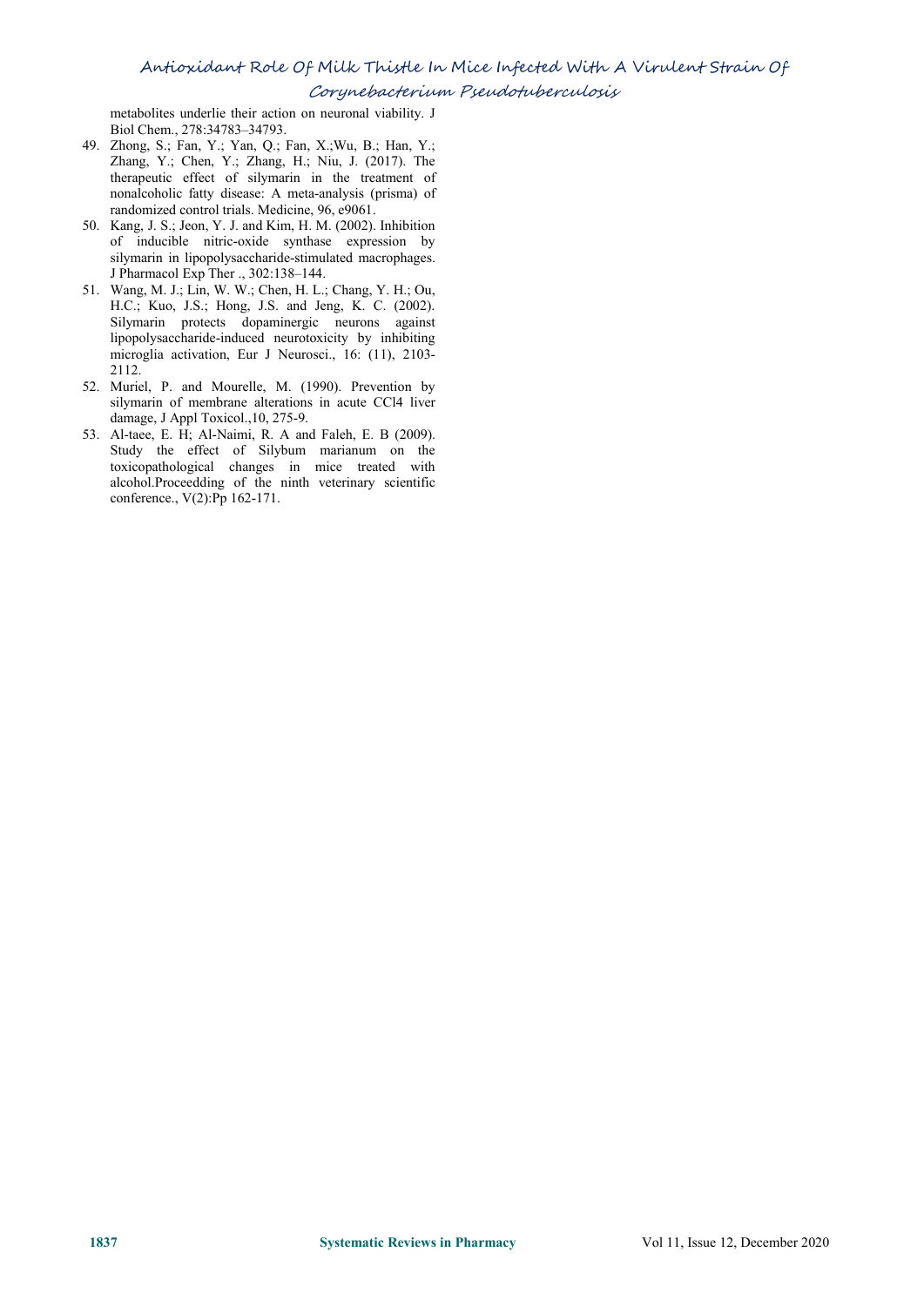metabolites underlie their action on neuronal viability. J Biol Chem., 278:34783–34793.

49. Zhong, S.; Fan, Y.; Yan, Q.; Fan, X.;Wu, B.; Han, Y.; Zhang, Y.; Chen, Y.; Zhang, H.; Niu, J. (2017). The therapeutic effect of silymarin in the treatment of nonalcoholic fatty disease: A meta-analysis (prisma) of randomized control trials. Medicine, 96, e9061.
50. Kang, J. S.; Jeon, Y. J. and Kim, H. M. (2002). Inhibition of inducible nitric-oxide synthase expression by silymarin in lipopolysaccharide-stimulated macrophages. J Pharmacol Exp Ther ., 302:138–144.
51. Wang, M. J.; Lin, W. W.; Chen, H. L.; Chang, Y. H.; Ou, H.C.; Kuo, J.S.; Hong, J.S. and Jeng, K. C. (2002). Silymarin protects dopaminergic neurons against lipopolysaccharide-induced neurotoxicity by inhibiting microglia activation, Eur J Neurosci., 16: (11), 2103-2112.
52. Muriel, P. and Mourelle, M. (1990). Prevention by silymarin of membrane alterations in acute CCl4 liver damage, J Appl Toxicol.,10, 275-9.
53. Al-taee, E. H; Al-Naimi, R. A and Faleh, E. B (2009). Study the effect of Silybum marianum on the toxicopathological changes in mice treated with alcohol.Proceedding of the ninth veterinary scientific conference., V(2):Pp 162-171.